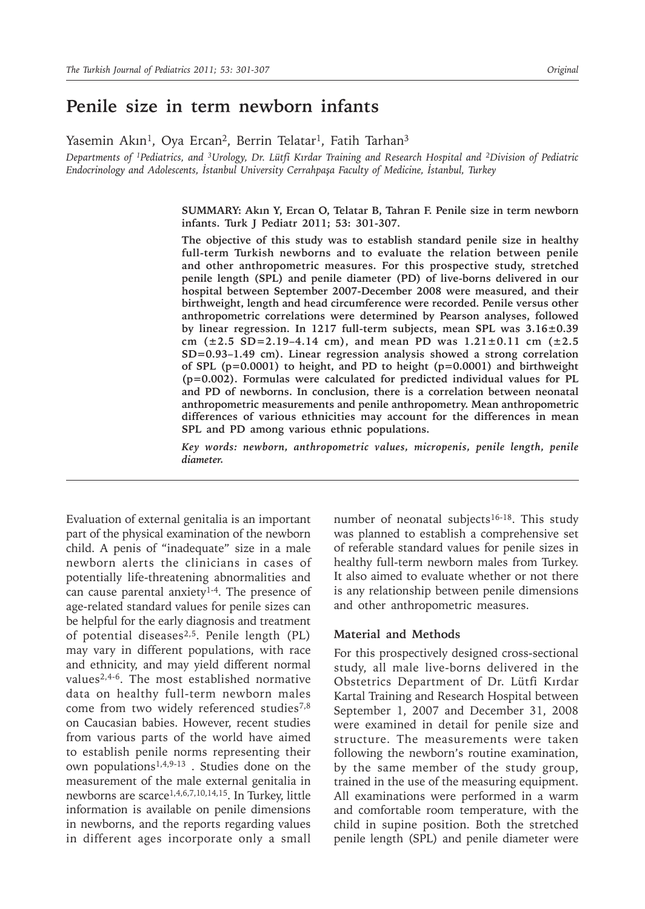# Penile size in term newborn infants

Yasemin Akın[1], Oya Ercan[2], Berrin Telatar[1], Fatih Tarhan[3]

*Departments of [1]Pediatrics, and [3]Urology, Dr. Lütfi Kırdar Training and Research Hospital and [2]Division of Pediatric Endocrinology and Adolescents, İstanbul University Cerrahpaşa Faculty of Medicine, İstanbul, Turkey*

**SUMMARY: Akın Y, Ercan O, Telatar B, Tahran F. Penile size in term newborn infants. Turk J Pediatr 2011; 53: 301-307.**

**The objective of this study was to establish standard penile size in healthy full-term Turkish newborns and to evaluate the relation between penile and other anthropometric measures. For this prospective study, stretched penile length (SPL) and penile diameter (PD) of live-borns delivered in our hospital between September 2007-December 2008 were measured, and their birthweight, length and head circumference were recorded. Penile versus other anthropometric correlations were determined by Pearson analyses, followed by linear regression. In 1217 full-term subjects, mean SPL was 3.16±0.39 cm (±2.5 SD=2.19–4.14 cm), and mean PD was 1.21±0.11 cm (±2.5 SD=0.93–1.49 cm). Linear regression analysis showed a strong correlation of SPL (p=0.0001) to height, and PD to height (p=0.0001) and birthweight (p=0.002). Formulas were calculated for predicted individual values for PL and PD of newborns. In conclusion, there is a correlation between neonatal anthropometric measurements and penile anthropometry. Mean anthropometric differences of various ethnicities may account for the differences in mean SPL and PD among various ethnic populations.**

***Key words: newborn, anthropometric values, micropenis, penile length, penile diameter.***

---

Evaluation of external genitalia is an important part of the physical examination of the newborn child. A penis of "inadequate" size in a male newborn alerts the clinicians in cases of potentially life-threatening abnormalities and can cause parental anxiety[1-4]. The presence of age-related standard values for penile sizes can be helpful for the early diagnosis and treatment of potential diseases[2,5]. Penile length (PL) may vary in different populations, with race and ethnicity, and may yield different normal values[2,4-6]. The most established normative data on healthy full-term newborn males come from two widely referenced studies[7,8] on Caucasian babies. However, recent studies from various parts of the world have aimed to establish penile norms representing their own populations[1,4,9-13]. Studies done on the measurement of the male external genitalia in newborns are scarce[1,4,6,7,10,14,15]. In Turkey, little information is available on penile dimensions in newborns, and the reports regarding values in different ages incorporate only a small number of neonatal subjects[16-18]. This study was planned to establish a comprehensive set of referable standard values for penile sizes in healthy full-term newborn males from Turkey. It also aimed to evaluate whether or not there is any relationship between penile dimensions and other anthropometric measures.

## Material and Methods

For this prospectively designed cross-sectional study, all male live-borns delivered in the Obstetrics Department of Dr. Lütfi Kırdar Kartal Training and Research Hospital between September 1, 2007 and December 31, 2008 were examined in detail for penile size and structure. The measurements were taken following the newborn's routine examination, by the same member of the study group, trained in the use of the measuring equipment. All examinations were performed in a warm and comfortable room temperature, with the child in supine position. Both the stretched penile length (SPL) and penile diameter were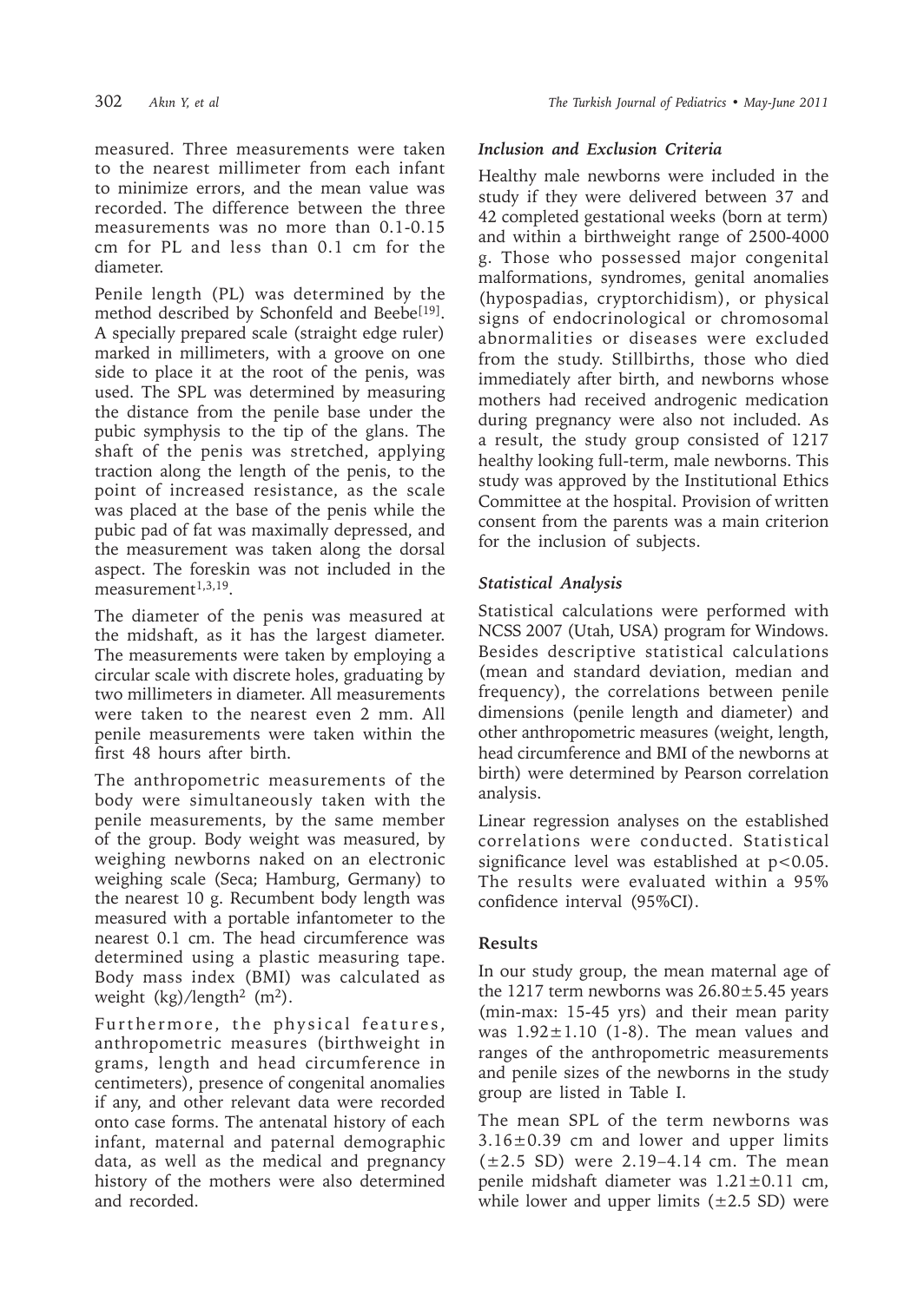measured. Three measurements were taken to the nearest millimeter from each infant to minimize errors, and the mean value was recorded. The difference between the three measurements was no more than 0.1-0.15 cm for PL and less than 0.1 cm for the diameter.

Penile length (PL) was determined by the method described by Schonfeld and Beebe[19]. A specially prepared scale (straight edge ruler) marked in millimeters, with a groove on one side to place it at the root of the penis, was used. The SPL was determined by measuring the distance from the penile base under the pubic symphysis to the tip of the glans. The shaft of the penis was stretched, applying traction along the length of the penis, to the point of increased resistance, as the scale was placed at the base of the penis while the pubic pad of fat was maximally depressed, and the measurement was taken along the dorsal aspect. The foreskin was not included in the measurement[1,3,19].

The diameter of the penis was measured at the midshaft, as it has the largest diameter. The measurements were taken by employing a circular scale with discrete holes, graduating by two millimeters in diameter. All measurements were taken to the nearest even 2 mm. All penile measurements were taken within the first 48 hours after birth.

The anthropometric measurements of the body were simultaneously taken with the penile measurements, by the same member of the group. Body weight was measured, by weighing newborns naked on an electronic weighing scale (Seca; Hamburg, Germany) to the nearest 10 g. Recumbent body length was measured with a portable infantometer to the nearest 0.1 cm. The head circumference was determined using a plastic measuring tape. Body mass index (BMI) was calculated as weight (kg)/length$^2$ (m$^2$).

Furthermore, the physical features, anthropometric measures (birthweight in grams, length and head circumference in centimeters), presence of congenital anomalies if any, and other relevant data were recorded onto case forms. The antenatal history of each infant, maternal and paternal demographic data, as well as the medical and pregnancy history of the mothers were also determined and recorded.

### *Inclusion and Exclusion Criteria*

Healthy male newborns were included in the study if they were delivered between 37 and 42 completed gestational weeks (born at term) and within a birthweight range of 2500-4000 g. Those who possessed major congenital malformations, syndromes, genital anomalies (hypospadias, cryptorchidism), or physical signs of endocrinological or chromosomal abnormalities or diseases were excluded from the study. Stillbirths, those who died immediately after birth, and newborns whose mothers had received androgenic medication during pregnancy were also not included. As a result, the study group consisted of 1217 healthy looking full-term, male newborns. This study was approved by the Institutional Ethics Committee at the hospital. Provision of written consent from the parents was a main criterion for the inclusion of subjects.

### *Statistical Analysis*

Statistical calculations were performed with NCSS 2007 (Utah, USA) program for Windows. Besides descriptive statistical calculations (mean and standard deviation, median and frequency), the correlations between penile dimensions (penile length and diameter) and other anthropometric measures (weight, length, head circumference and BMI of the newborns at birth) were determined by Pearson correlation analysis.

Linear regression analyses on the established correlations were conducted. Statistical significance level was established at $p<0.05$. The results were evaluated within a 95% confidence interval (95%CI).

## Results

In our study group, the mean maternal age of the 1217 term newborns was 26.80±5.45 years (min-max: 15-45 yrs) and their mean parity was 1.92±1.10 (1-8). The mean values and ranges of the anthropometric measurements and penile sizes of the newborns in the study group are listed in Table I.

The mean SPL of the term newborns was 3.16±0.39 cm and lower and upper limits (±2.5 SD) were 2.19–4.14 cm. The mean penile midshaft diameter was 1.21±0.11 cm, while lower and upper limits (±2.5 SD) were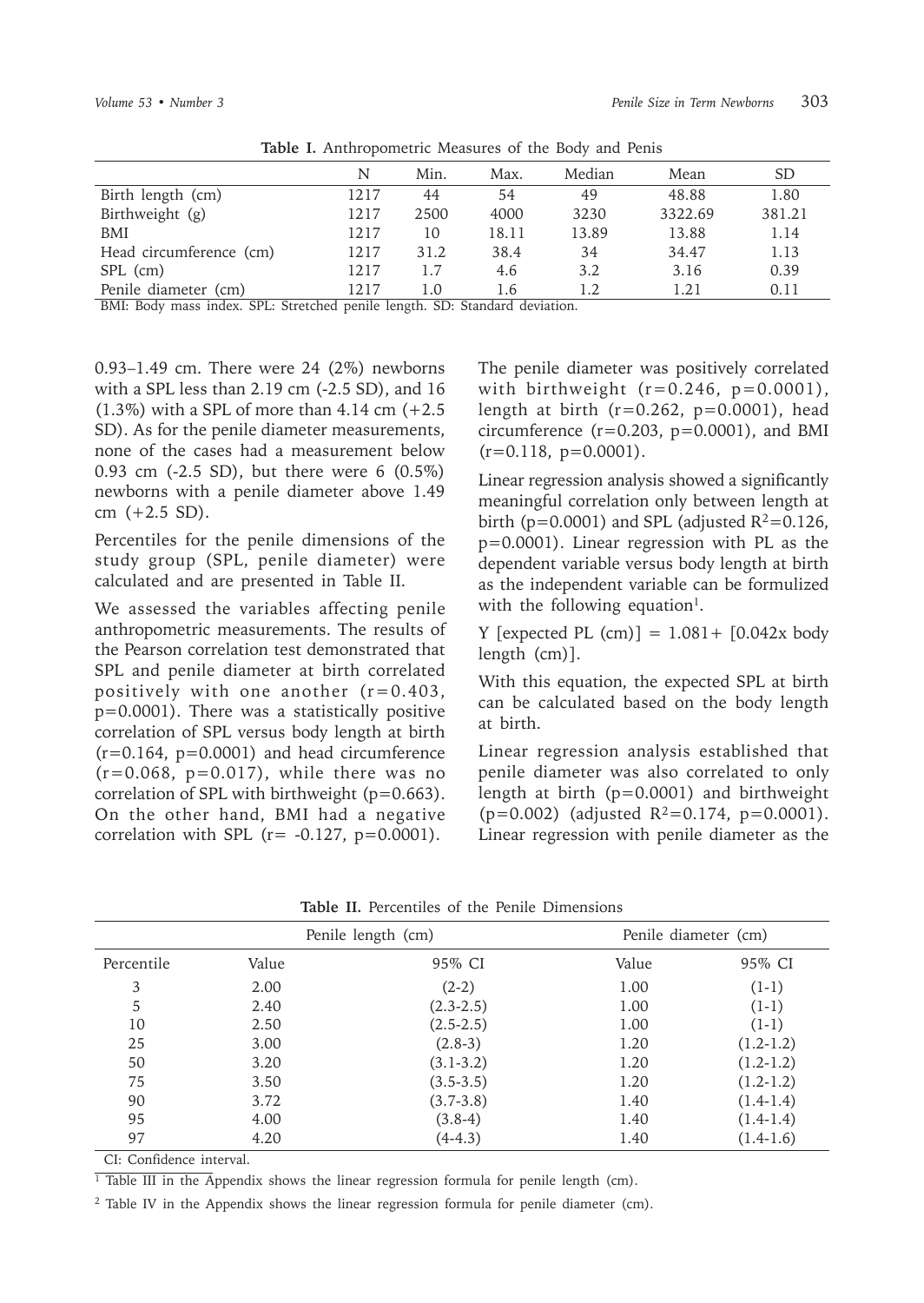**Table I.** Anthropometric Measures of the Body and Penis

| | N | Min. | Max. | Median | Mean | SD |
|---|---|---|---|---|---|---|
| Birth length (cm) | 1217 | 44 | 54 | 49 | 48.88 | 1.80 |
| Birthweight (g) | 1217 | 2500 | 4000 | 3230 | 3322.69 | 381.21 |
| BMI | 1217 | 10 | 18.11 | 13.89 | 13.88 | 1.14 |
| Head circumference (cm) | 1217 | 31.2 | 38.4 | 34 | 34.47 | 1.13 |
| SPL (cm) | 1217 | 1.7 | 4.6 | 3.2 | 3.16 | 0.39 |
| Penile diameter (cm) | 1217 | 1.0 | 1.6 | 1.2 | 1.21 | 0.11 |

BMI: Body mass index. SPL: Stretched penile length. SD: Standard deviation.

0.93–1.49 cm. There were 24 (2%) newborns with a SPL less than 2.19 cm (-2.5 SD), and 16 (1.3%) with a SPL of more than 4.14 cm (+2.5 SD). As for the penile diameter measurements, none of the cases had a measurement below 0.93 cm (-2.5 SD), but there were 6 (0.5%) newborns with a penile diameter above 1.49 cm (+2.5 SD).

Percentiles for the penile dimensions of the study group (SPL, penile diameter) were calculated and are presented in Table II.

We assessed the variables affecting penile anthropometric measurements. The results of the Pearson correlation test demonstrated that SPL and penile diameter at birth correlated positively with one another ($r=0.403$, $p=0.0001$). There was a statistically positive correlation of SPL versus body length at birth ($r=0.164$, $p=0.0001$) and head circumference ($r=0.068$, $p=0.017$), while there was no correlation of SPL with birthweight ($p=0.663$). On the other hand, BMI had a negative correlation with SPL ($r= -0.127$, $p=0.0001$).

The penile diameter was positively correlated with birthweight ($r=0.246$, $p=0.0001$), length at birth ($r=0.262$, $p=0.0001$), head circumference ($r=0.203$, $p=0.0001$), and BMI ($r=0.118$, $p=0.0001$).

Linear regression analysis showed a significantly meaningful correlation only between length at birth ($p=0.0001$) and SPL (adjusted $R^2=0.126$, $p=0.0001$). Linear regression with PL as the dependent variable versus body length at birth as the independent variable can be formulized with the following equation[1].

Y [expected PL (cm)] = 1.081+ [0.042x body length (cm)].

With this equation, the expected SPL at birth can be calculated based on the body length at birth.

Linear regression analysis established that penile diameter was also correlated to only length at birth ($p=0.0001$) and birthweight ($p=0.002$) (adjusted $R^2=0.174$, $p=0.0001$). Linear regression with penile diameter as the

**Table II.** Percentiles of the Penile Dimensions

| | Penile length (cm) | | Penile diameter (cm) | |
|---|---|---|---|---|
| Percentile | Value | 95% CI | Value | 95% CI |
| 3 | 2.00 | (2-2) | 1.00 | (1-1) |
| 5 | 2.40 | (2.3-2.5) | 1.00 | (1-1) |
| 10 | 2.50 | (2.5-2.5) | 1.00 | (1-1) |
| 25 | 3.00 | (2.8-3) | 1.20 | (1.2-1.2) |
| 50 | 3.20 | (3.1-3.2) | 1.20 | (1.2-1.2) |
| 75 | 3.50 | (3.5-3.5) | 1.20 | (1.2-1.2) |
| 90 | 3.72 | (3.7-3.8) | 1.40 | (1.4-1.4) |
| 95 | 4.00 | (3.8-4) | 1.40 | (1.4-1.4) |
| 97 | 4.20 | (4-4.3) | 1.40 | (1.4-1.6) |

CI: Confidence interval.

[1] Table III in the Appendix shows the linear regression formula for penile length (cm).

[2] Table IV in the Appendix shows the linear regression formula for penile diameter (cm).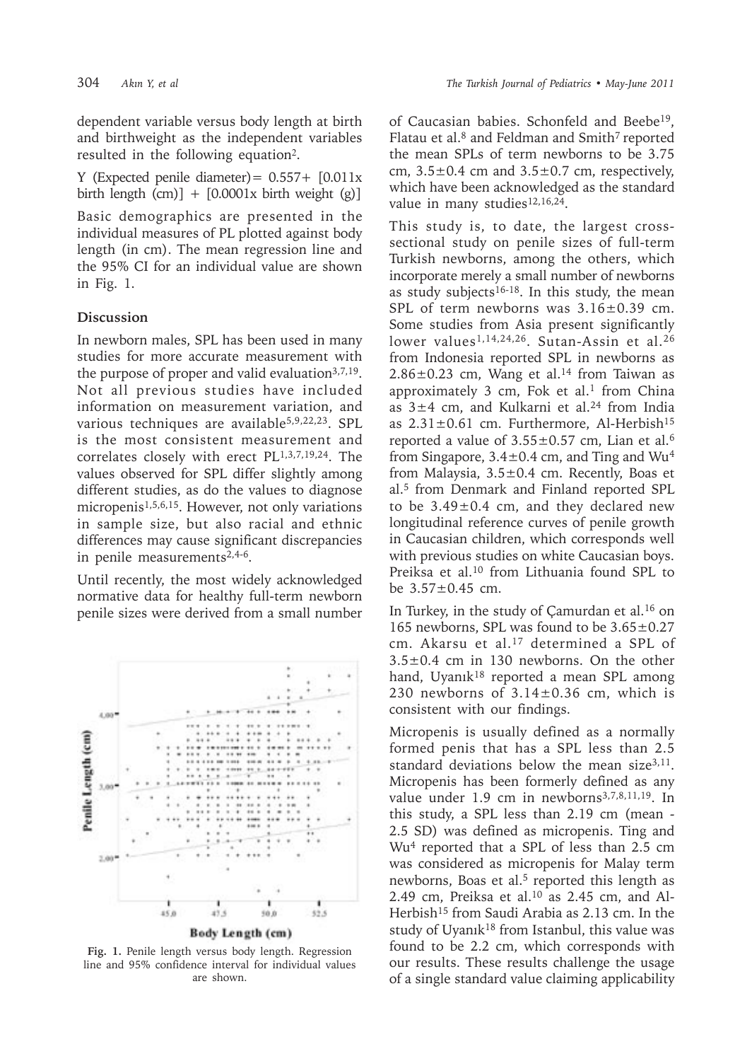dependent variable versus body length at birth and birthweight as the independent variables resulted in the following equation[2].

Y (Expected penile diameter) = 0.557 + [0.011x birth length (cm)] + [0.0001x birth weight (g)]

Basic demographics are presented in the individual measures of PL plotted against body length (in cm). The mean regression line and the 95% CI for an individual value are shown in Fig. 1.

### Discussion

In newborn males, SPL has been used in many studies for more accurate measurement with the purpose of proper and valid evaluation[3,7,19]. Not all previous studies have included information on measurement variation, and various techniques are available[5,9,22,23]. SPL is the most consistent measurement and correlates closely with erect PL[1,3,7,19,24]. The values observed for SPL differ slightly among different studies, as do the values to diagnose micropenis[1,5,6,15]. However, not only variations in sample size, but also racial and ethnic differences may cause significant discrepancies in penile measurements[2,4-6].

Until recently, the most widely acknowledged normative data for healthy full-term newborn penile sizes were derived from a small number of Caucasian babies. Schonfeld and Beebe[19], Flatau et al.[8] and Feldman and Smith[7] reported the mean SPLs of term newborns to be 3.75 cm, 3.5±0.4 cm and 3.5±0.7 cm, respectively, which have been acknowledged as the standard value in many studies[12,16,24].

Penile Length (cm)

4.00

3.00

2.00

45.0

47.5

50.0

52.5

Body Length (cm)

**Fig. 1.** Penile length versus body length. Regression line and 95% confidence interval for individual values are shown.

This study is, to date, the largest cross-sectional study on penile sizes of full-term Turkish newborns, among the others, which incorporate merely a small number of newborns as study subjects[16-18]. In this study, the mean SPL of term newborns was 3.16±0.39 cm. Some studies from Asia present significantly lower values[1,14,24,26]. Sutan-Assin et al.[26] from Indonesia reported SPL in newborns as 2.86±0.23 cm, Wang et al.[14] from Taiwan as approximately 3 cm, Fok et al.[1] from China as 3±4 cm, and Kulkarni et al.[24] from India as 2.31±0.61 cm. Furthermore, Al-Herbish[15] reported a value of 3.55±0.57 cm, Lian et al.[6] from Singapore, 3.4±0.4 cm, and Ting and Wu[4] from Malaysia, 3.5±0.4 cm. Recently, Boas et al.[5] from Denmark and Finland reported SPL to be 3.49±0.4 cm, and they declared new longitudinal reference curves of penile growth in Caucasian children, which corresponds well with previous studies on white Caucasian boys. Preiksa et al.[10] from Lithuania found SPL to be 3.57±0.45 cm.

In Turkey, in the study of Çamurdan et al.[16] on 165 newborns, SPL was found to be 3.65±0.27 cm. Akarsu et al.[17] determined a SPL of 3.5±0.4 cm in 130 newborns. On the other hand, Uyanık[18] reported a mean SPL among 230 newborns of 3.14±0.36 cm, which is consistent with our findings.

Micropenis is usually defined as a normally formed penis that has a SPL less than 2.5 standard deviations below the mean size[3,11]. Micropenis has been formerly defined as any value under 1.9 cm in newborns[3,7,8,11,19]. In this study, a SPL less than 2.19 cm (mean - 2.5 SD) was defined as micropenis. Ting and Wu[4] reported that a SPL of less than 2.5 cm was considered as micropenis for Malay term newborns, Boas et al.[5] reported this length as 2.49 cm, Preiksa et al.[10] as 2.45 cm, and Al-Herbish[15] from Saudi Arabia as 2.13 cm. In the study of Uyanık[18] from Istanbul, this value was found to be 2.2 cm, which corresponds with our results. These results challenge the usage of a single standard value claiming applicability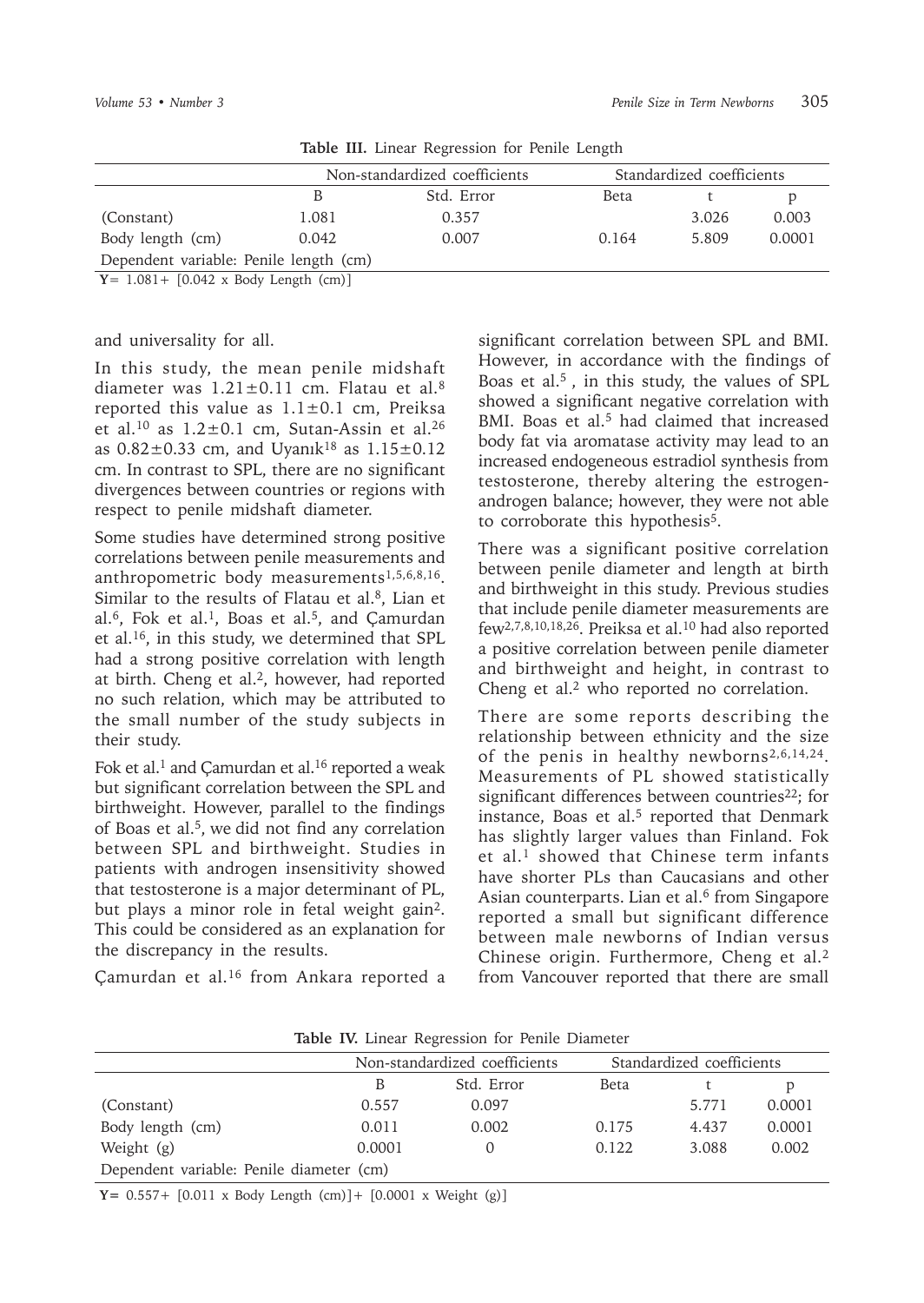**Table III.** Linear Regression for Penile Length

| | Non-standardized coefficients | | Standardized coefficients | | |
|---|---|---|---|---|---|
| | B | Std. Error | Beta | t | p |
| (Constant) | 1.081 | 0.357 | | 3.026 | 0.003 |
| Body length (cm) | 0.042 | 0.007 | 0.164 | 5.809 | 0.0001 |
| Dependent variable: Penile length (cm) | | | | | |

**Y**= 1.081+ [0.042 x Body Length (cm)]

and universality for all.

In this study, the mean penile midshaft diameter was 1.21±0.11 cm. Flatau et al.[8] reported this value as 1.1±0.1 cm, Preiksa et al.[10] as 1.2±0.1 cm, Sutan-Assin et al.[26] as 0.82±0.33 cm, and Uyanık[18] as 1.15±0.12 cm. In contrast to SPL, there are no significant divergences between countries or regions with respect to penile midshaft diameter.

Some studies have determined strong positive correlations between penile measurements and anthropometric body measurements[1,5,6,8,16]. Similar to the results of Flatau et al.[8], Lian et al.[6], Fok et al.[1], Boas et al.[5], and Çamurdan et al.[16], in this study, we determined that SPL had a strong positive correlation with length at birth. Cheng et al.[2], however, had reported no such relation, which may be attributed to the small number of the study subjects in their study.

Fok et al.[1] and Çamurdan et al.[16] reported a weak but significant correlation between the SPL and birthweight. However, parallel to the findings of Boas et al.[5], we did not find any correlation between SPL and birthweight. Studies in patients with androgen insensitivity showed that testosterone is a major determinant of PL, but plays a minor role in fetal weight gain[2]. This could be considered as an explanation for the discrepancy in the results.

Çamurdan et al.[16] from Ankara reported a significant correlation between SPL and BMI. However, in accordance with the findings of Boas et al.[5], in this study, the values of SPL showed a significant negative correlation with BMI. Boas et al.[5] had claimed that increased body fat via aromatase activity may lead to an increased endogeneous estradiol synthesis from testosterone, thereby altering the estrogen-androgen balance; however, they were not able to corroborate this hypothesis[5].

There was a significant positive correlation between penile diameter and length at birth and birthweight in this study. Previous studies that include penile diameter measurements are few[2,7,8,10,18,26]. Preiksa et al.[10] had also reported a positive correlation between penile diameter and birthweight and height, in contrast to Cheng et al.[2] who reported no correlation.

There are some reports describing the relationship between ethnicity and the size of the penis in healthy newborns[2,6,14,24]. Measurements of PL showed statistically significant differences between countries[22]; for instance, Boas et al.[5] reported that Denmark has slightly larger values than Finland. Fok et al.[1] showed that Chinese term infants have shorter PLs than Caucasians and other Asian counterparts. Lian et al.[6] from Singapore reported a small but significant difference between male newborns of Indian versus Chinese origin. Furthermore, Cheng et al.[2] from Vancouver reported that there are small

**Table IV.** Linear Regression for Penile Diameter

| | Non-standardized coefficients | | Standardized coefficients | | |
|---|---|---|---|---|---|
| | B | Std. Error | Beta | t | p |
| (Constant) | 0.557 | 0.097 | | 5.771 | 0.0001 |
| Body length (cm) | 0.011 | 0.002 | 0.175 | 4.437 | 0.0001 |
| Weight (g) | 0.0001 | 0 | 0.122 | 3.088 | 0.002 |
| Dependent variable: Penile diameter (cm) | | | | | |

**Y**= 0.557+ [0.011 x Body Length (cm)]+ [0.0001 x Weight (g)]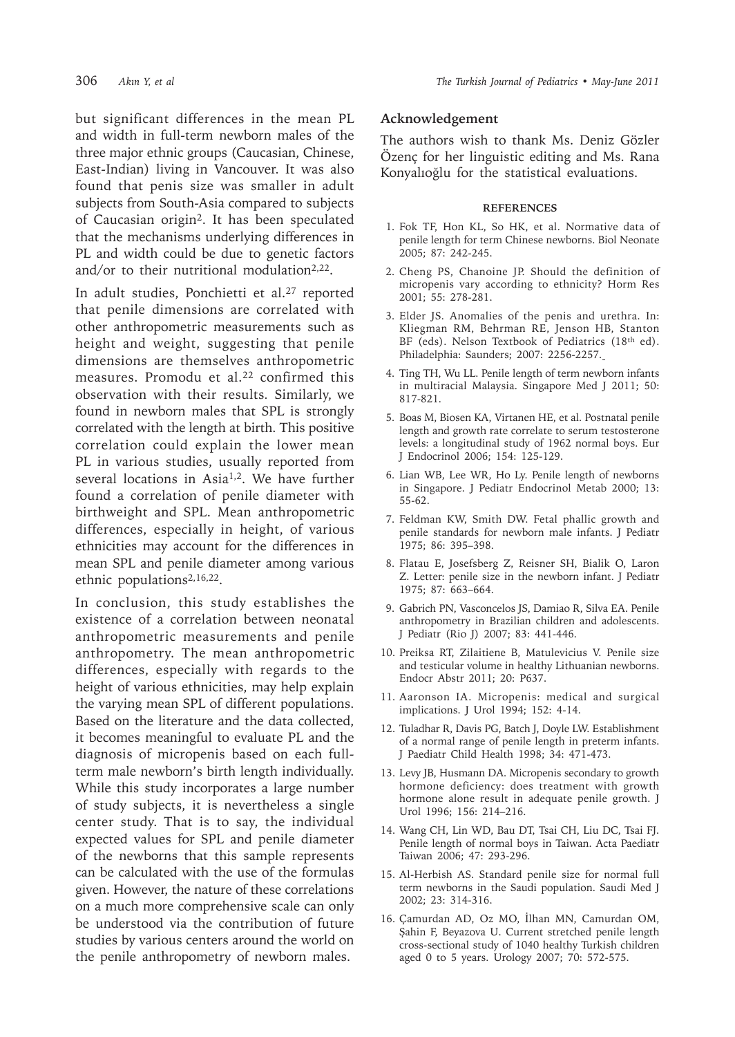but significant differences in the mean PL and width in full-term newborn males of the three major ethnic groups (Caucasian, Chinese, East-Indian) living in Vancouver. It was also found that penis size was smaller in adult subjects from South-Asia compared to subjects of Caucasian origin[2]. It has been speculated that the mechanisms underlying differences in PL and width could be due to genetic factors and/or to their nutritional modulation[2,22].

In adult studies, Ponchietti et al.[27] reported that penile dimensions are correlated with other anthropometric measurements such as height and weight, suggesting that penile dimensions are themselves anthropometric measures. Promodu et al.[22] confirmed this observation with their results. Similarly, we found in newborn males that SPL is strongly correlated with the length at birth. This positive correlation could explain the lower mean PL in various studies, usually reported from several locations in Asia[1,2]. We have further found a correlation of penile diameter with birthweight and SPL. Mean anthropometric differences, especially in height, of various ethnicities may account for the differences in mean SPL and penile diameter among various ethnic populations[2,16,22].

In conclusion, this study establishes the existence of a correlation between neonatal anthropometric measurements and penile anthropometry. The mean anthropometric differences, especially with regards to the height of various ethnicities, may help explain the varying mean SPL of different populations. Based on the literature and the data collected, it becomes meaningful to evaluate PL and the diagnosis of micropenis based on each full-term male newborn's birth length individually. While this study incorporates a large number of study subjects, it is nevertheless a single center study. That is to say, the individual expected values for SPL and penile diameter of the newborns that this sample represents can be calculated with the use of the formulas given. However, the nature of these correlations on a much more comprehensive scale can only be understood via the contribution of future studies by various centers around the world on the penile anthropometry of newborn males.

## Acknowledgement

The authors wish to thank Ms. Deniz Gözler Özenç for her linguistic editing and Ms. Rana Konyalıoğlu for the statistical evaluations.

## REFERENCES

1. Fok TF, Hon KL, So HK, et al. Normative data of penile length for term Chinese newborns. Biol Neonate 2005; 87: 242-245.
2. Cheng PS, Chanoine JP. Should the definition of micropenis vary according to ethnicity? Horm Res 2001; 55: 278-281.
3. Elder JS. Anomalies of the penis and urethra. In: Kliegman RM, Behrman RE, Jenson HB, Stanton BF (eds). Nelson Textbook of Pediatrics (18th ed). Philadelphia: Saunders; 2007: 2256-2257.
4. Ting TH, Wu LL. Penile length of term newborn infants in multiracial Malaysia. Singapore Med J 2011; 50: 817-821.
5. Boas M, Biosen KA, Virtanen HE, et al. Postnatal penile length and growth rate correlate to serum testosterone levels: a longitudinal study of 1962 normal boys. Eur J Endocrinol 2006; 154: 125-129.
6. Lian WB, Lee WR, Ho Ly. Penile length of newborns in Singapore. J Pediatr Endocrinol Metab 2000; 13: 55-62.
7. Feldman KW, Smith DW. Fetal phallic growth and penile standards for newborn male infants. J Pediatr 1975; 86: 395–398.
8. Flatau E, Josefsberg Z, Reisner SH, Bialik O, Laron Z. Letter: penile size in the newborn infant. J Pediatr 1975; 87: 663–664.
9. Gabrich PN, Vasconcelos JS, Damiao R, Silva EA. Penile anthropometry in Brazilian children and adolescents. J Pediatr (Rio J) 2007; 83: 441-446.
10. Preiksa RT, Zilaitiene B, Matulevicius V. Penile size and testicular volume in healthy Lithuanian newborns. Endocr Abstr 2011; 20: P637.
11. Aaronson IA. Micropenis: medical and surgical implications. J Urol 1994; 152: 4-14.
12. Tuladhar R, Davis PG, Batch J, Doyle LW. Establishment of a normal range of penile length in preterm infants. J Paediatr Child Health 1998; 34: 471-473.
13. Levy JB, Husmann DA. Micropenis secondary to growth hormone deficiency: does treatment with growth hormone alone result in adequate penile growth. J Urol 1996; 156: 214–216.
14. Wang CH, Lin WD, Bau DT, Tsai CH, Liu DC, Tsai FJ. Penile length of normal boys in Taiwan. Acta Paediatr Taiwan 2006; 47: 293-296.
15. Al-Herbish AS. Standard penile size for normal full term newborns in the Saudi population. Saudi Med J 2002; 23: 314-316.
16. Çamurdan AD, Oz MO, İlhan MN, Camurdan OM, Şahin F, Beyazova U. Current stretched penile length cross-sectional study of 1040 healthy Turkish children aged 0 to 5 years. Urology 2007; 70: 572-575.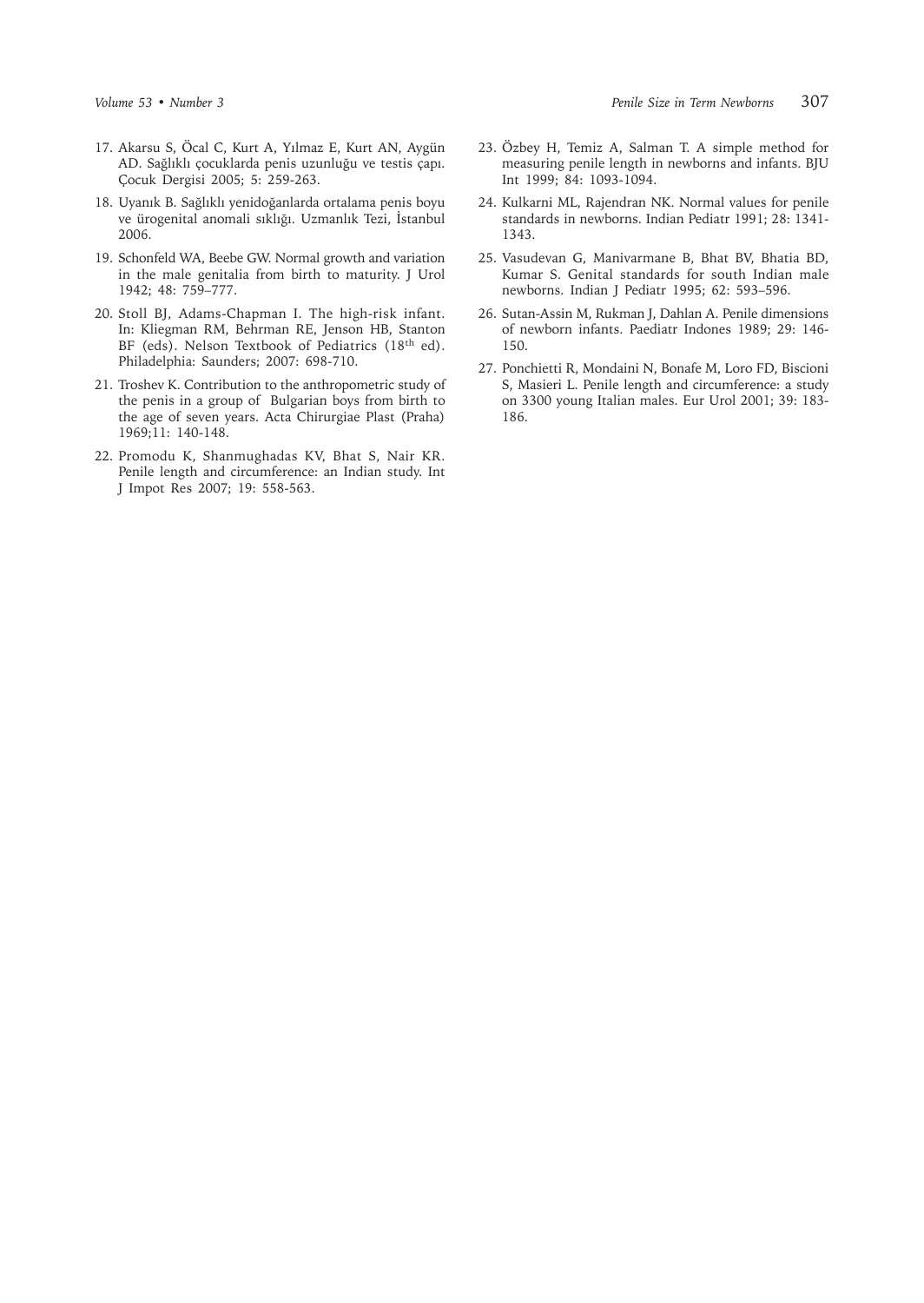17. Akarsu S, Öcal C, Kurt A, Yılmaz E, Kurt AN, Aygün AD. Sağlıklı çocuklarda penis uzunluğu ve testis çapı. Çocuk Dergisi 2005; 5: 259-263.
18. Uyanık B. Sağlıklı yenidoğanlarda ortalama penis boyu ve ürogenital anomali sıklığı. Uzmanlık Tezi, İstanbul 2006.
19. Schonfeld WA, Beebe GW. Normal growth and variation in the male genitalia from birth to maturity. J Urol 1942; 48: 759–777.
20. Stoll BJ, Adams-Chapman I. The high-risk infant. In: Kliegman RM, Behrman RE, Jenson HB, Stanton BF (eds). Nelson Textbook of Pediatrics (18th ed). Philadelphia: Saunders; 2007: 698-710.
21. Troshev K. Contribution to the anthropometric study of the penis in a group of Bulgarian boys from birth to the age of seven years. Acta Chirurgiae Plast (Praha) 1969;11: 140-148.
22. Promodu K, Shanmughadas KV, Bhat S, Nair KR. Penile length and circumference: an Indian study. Int J Impot Res 2007; 19: 558-563.
23. Özbey H, Temiz A, Salman T. A simple method for measuring penile length in newborns and infants. BJU Int 1999; 84: 1093-1094.
24. Kulkarni ML, Rajendran NK. Normal values for penile standards in newborns. Indian Pediatr 1991; 28: 1341-1343.
25. Vasudevan G, Manivarmane B, Bhat BV, Bhatia BD, Kumar S. Genital standards for south Indian male newborns. Indian J Pediatr 1995; 62: 593–596.
26. Sutan-Assin M, Rukman J, Dahlan A. Penile dimensions of newborn infants. Paediatr Indones 1989; 29: 146-150.
27. Ponchietti R, Mondaini N, Bonafe M, Loro FD, Biscioni S, Masieri L. Penile length and circumference: a study on 3300 young Italian males. Eur Urol 2001; 39: 183-186.